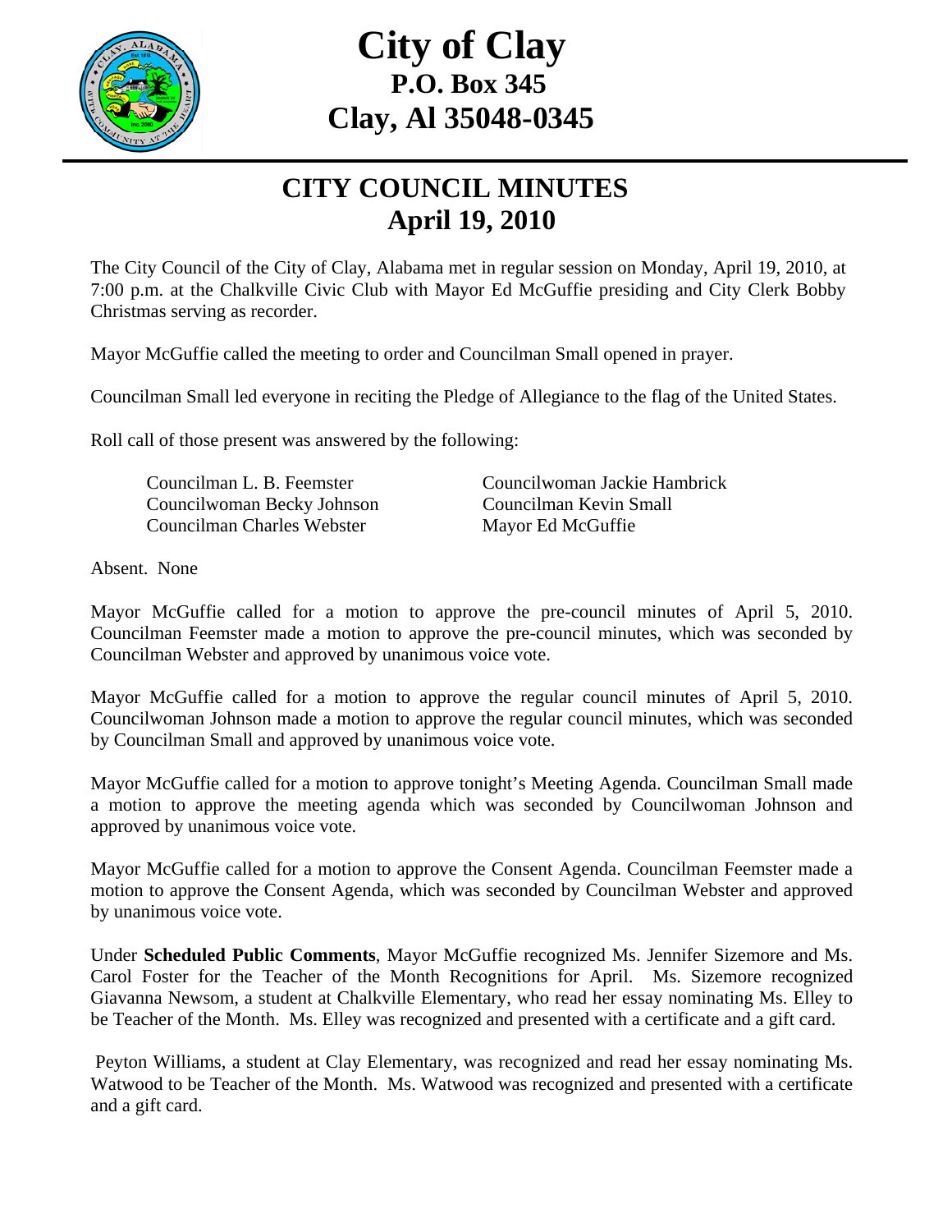# City of Clay
## P.O. Box 345
## Clay, Al 35048-0345

# CITY COUNCIL MINUTES
## April 19, 2010

The City Council of the City of Clay, Alabama met in regular session on Monday, April 19, 2010, at 7:00 p.m. at the Chalkville Civic Club with Mayor Ed McGuffie presiding and City Clerk Bobby Christmas serving as recorder.

Mayor McGuffie called the meeting to order and Councilman Small opened in prayer.

Councilman Small led everyone in reciting the Pledge of Allegiance to the flag of the United States.

Roll call of those present was answered by the following:

| | |
|---|---|
| Councilman L. B. Feemster | Councilwoman Jackie Hambrick |
| Councilwoman Becky Johnson | Councilman Kevin Small |
| Councilman Charles Webster | Mayor Ed McGuffie |

Absent. None

Mayor McGuffie called for a motion to approve the pre-council minutes of April 5, 2010. Councilman Feemster made a motion to approve the pre-council minutes, which was seconded by Councilman Webster and approved by unanimous voice vote.

Mayor McGuffie called for a motion to approve the regular council minutes of April 5, 2010. Councilwoman Johnson made a motion to approve the regular council minutes, which was seconded by Councilman Small and approved by unanimous voice vote.

Mayor McGuffie called for a motion to approve tonight's Meeting Agenda. Councilman Small made a motion to approve the meeting agenda which was seconded by Councilwoman Johnson and approved by unanimous voice vote.

Mayor McGuffie called for a motion to approve the Consent Agenda. Councilman Feemster made a motion to approve the Consent Agenda, which was seconded by Councilman Webster and approved by unanimous voice vote.

Under **Scheduled Public Comments**, Mayor McGuffie recognized Ms. Jennifer Sizemore and Ms. Carol Foster for the Teacher of the Month Recognitions for April. Ms. Sizemore recognized Giavanna Newsom, a student at Chalkville Elementary, who read her essay nominating Ms. Elley to be Teacher of the Month. Ms. Elley was recognized and presented with a certificate and a gift card.

Peyton Williams, a student at Clay Elementary, was recognized and read her essay nominating Ms. Watwood to be Teacher of the Month. Ms. Watwood was recognized and presented with a certificate and a gift card.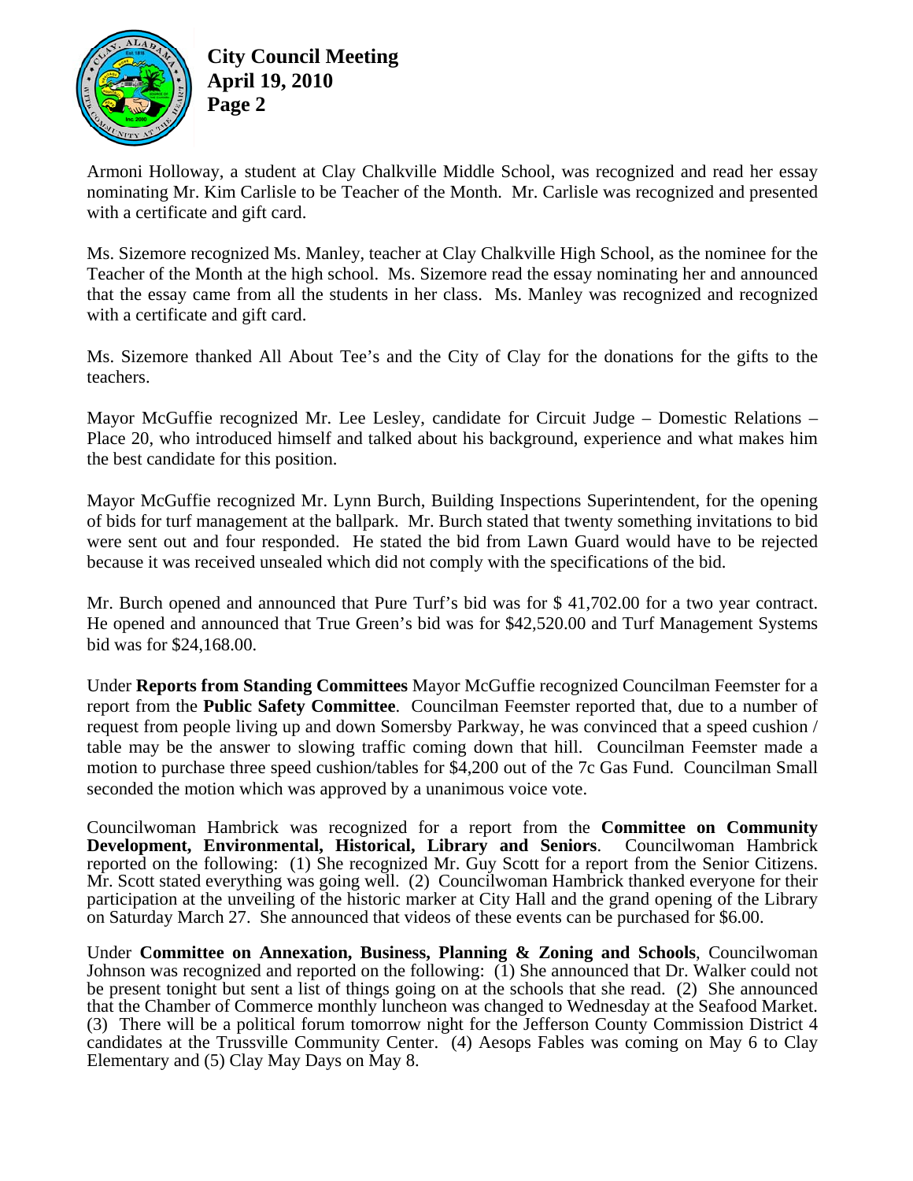Armoni Holloway, a student at Clay Chalkville Middle School, was recognized and read her essay nominating Mr. Kim Carlisle to be Teacher of the Month. Mr. Carlisle was recognized and presented with a certificate and gift card.

Ms. Sizemore recognized Ms. Manley, teacher at Clay Chalkville High School, as the nominee for the Teacher of the Month at the high school. Ms. Sizemore read the essay nominating her and announced that the essay came from all the students in her class. Ms. Manley was recognized and recognized with a certificate and gift card.

Ms. Sizemore thanked All About Tee's and the City of Clay for the donations for the gifts to the teachers.

Mayor McGuffie recognized Mr. Lee Lesley, candidate for Circuit Judge – Domestic Relations – Place 20, who introduced himself and talked about his background, experience and what makes him the best candidate for this position.

Mayor McGuffie recognized Mr. Lynn Burch, Building Inspections Superintendent, for the opening of bids for turf management at the ballpark. Mr. Burch stated that twenty something invitations to bid were sent out and four responded. He stated the bid from Lawn Guard would have to be rejected because it was received unsealed which did not comply with the specifications of the bid.

Mr. Burch opened and announced that Pure Turf's bid was for $ 41,702.00 for a two year contract. He opened and announced that True Green's bid was for $42,520.00 and Turf Management Systems bid was for $24,168.00.

Under **Reports from Standing Committees** Mayor McGuffie recognized Councilman Feemster for a report from the **Public Safety Committee**. Councilman Feemster reported that, due to a number of request from people living up and down Somersby Parkway, he was convinced that a speed cushion / table may be the answer to slowing traffic coming down that hill. Councilman Feemster made a motion to purchase three speed cushion/tables for $4,200 out of the 7c Gas Fund. Councilman Small seconded the motion which was approved by a unanimous voice vote.

Councilwoman Hambrick was recognized for a report from the **Committee on Community Development, Environmental, Historical, Library and Seniors**. Councilwoman Hambrick reported on the following: (1) She recognized Mr. Guy Scott for a report from the Senior Citizens. Mr. Scott stated everything was going well. (2) Councilwoman Hambrick thanked everyone for their participation at the unveiling of the historic marker at City Hall and the grand opening of the Library on Saturday March 27. She announced that videos of these events can be purchased for $6.00.

Under **Committee on Annexation, Business, Planning & Zoning and Schools**, Councilwoman Johnson was recognized and reported on the following: (1) She announced that Dr. Walker could not be present tonight but sent a list of things going on at the schools that she read. (2) She announced that the Chamber of Commerce monthly luncheon was changed to Wednesday at the Seafood Market. (3) There will be a political forum tomorrow night for the Jefferson County Commission District 4 candidates at the Trussville Community Center. (4) Aesops Fables was coming on May 6 to Clay Elementary and (5) Clay May Days on May 8.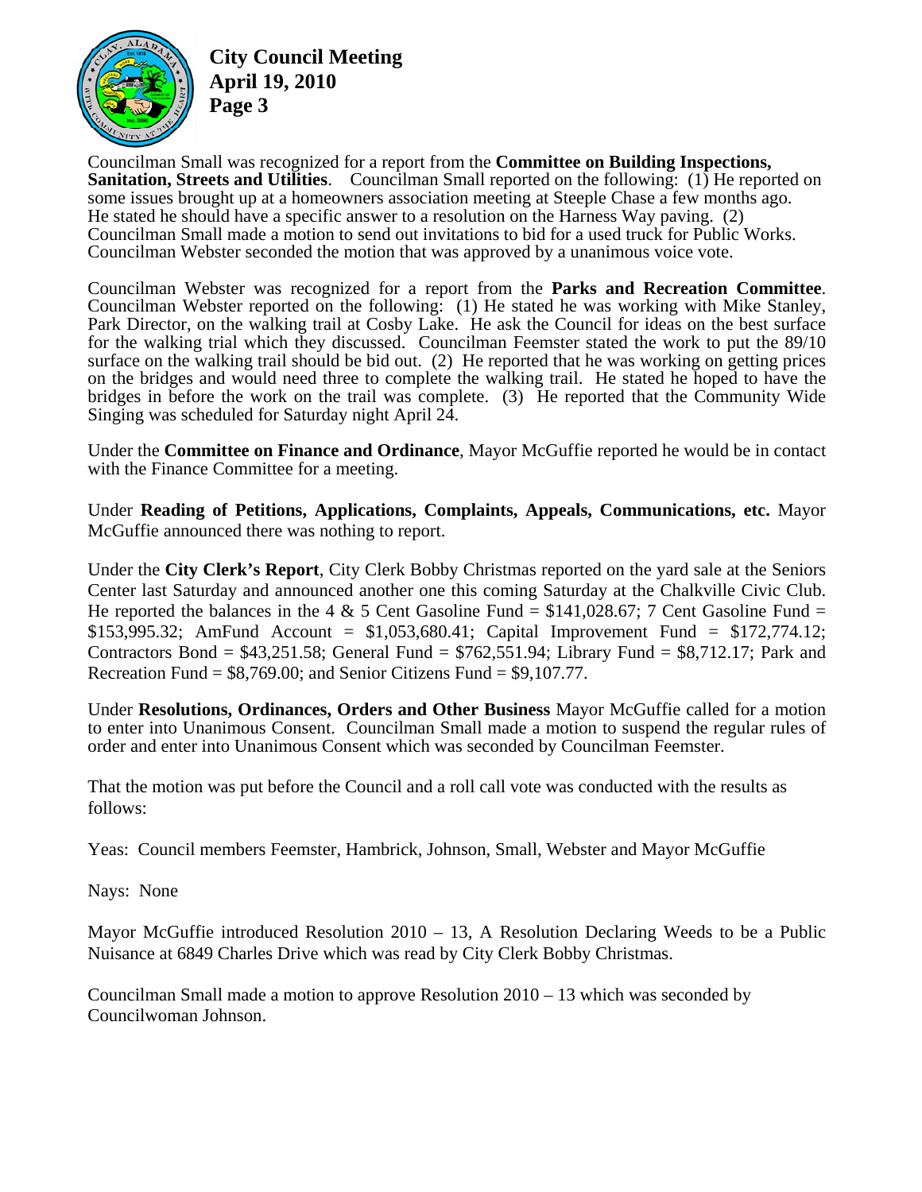Councilman Small was recognized for a report from the **Committee on Building Inspections, Sanitation, Streets and Utilities**. Councilman Small reported on the following: (1) He reported on some issues brought up at a homeowners association meeting at Steeple Chase a few months ago. He stated he should have a specific answer to a resolution on the Harness Way paving. (2) Councilman Small made a motion to send out invitations to bid for a used truck for Public Works. Councilman Webster seconded the motion that was approved by a unanimous voice vote.

Councilman Webster was recognized for a report from the **Parks and Recreation Committee**. Councilman Webster reported on the following: (1) He stated he was working with Mike Stanley, Park Director, on the walking trail at Cosby Lake. He ask the Council for ideas on the best surface for the walking trial which they discussed. Councilman Feemster stated the work to put the 89/10 surface on the walking trail should be bid out. (2) He reported that he was working on getting prices on the bridges and would need three to complete the walking trail. He stated he hoped to have the bridges in before the work on the trail was complete. (3) He reported that the Community Wide Singing was scheduled for Saturday night April 24.

Under the **Committee on Finance and Ordinance**, Mayor McGuffie reported he would be in contact with the Finance Committee for a meeting.

Under **Reading of Petitions, Applications, Complaints, Appeals, Communications, etc.** Mayor McGuffie announced there was nothing to report.

Under the **City Clerk's Report**, City Clerk Bobby Christmas reported on the yard sale at the Seniors Center last Saturday and announced another one this coming Saturday at the Chalkville Civic Club. He reported the balances in the 4 & 5 Cent Gasoline Fund = $141,028.67; 7 Cent Gasoline Fund = $153,995.32; AmFund Account = $1,053,680.41; Capital Improvement Fund = $172,774.12; Contractors Bond = $43,251.58; General Fund = $762,551.94; Library Fund = $8,712.17; Park and Recreation Fund = $8,769.00; and Senior Citizens Fund = $9,107.77.

Under **Resolutions, Ordinances, Orders and Other Business** Mayor McGuffie called for a motion to enter into Unanimous Consent. Councilman Small made a motion to suspend the regular rules of order and enter into Unanimous Consent which was seconded by Councilman Feemster.

That the motion was put before the Council and a roll call vote was conducted with the results as follows:

Yeas: Council members Feemster, Hambrick, Johnson, Small, Webster and Mayor McGuffie

Nays: None

Mayor McGuffie introduced Resolution 2010 – 13, A Resolution Declaring Weeds to be a Public Nuisance at 6849 Charles Drive which was read by City Clerk Bobby Christmas.

Councilman Small made a motion to approve Resolution 2010 – 13 which was seconded by Councilwoman Johnson.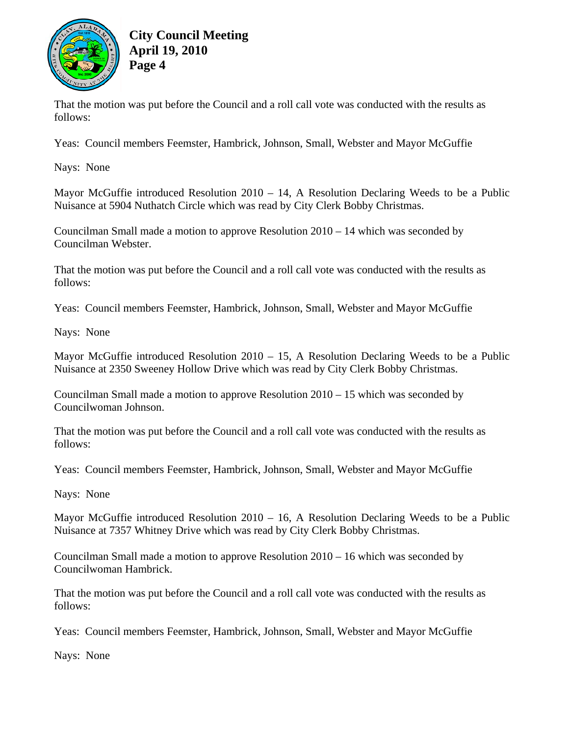That the motion was put before the Council and a roll call vote was conducted with the results as follows:

Yeas: Council members Feemster, Hambrick, Johnson, Small, Webster and Mayor McGuffie

Nays: None

Mayor McGuffie introduced Resolution 2010 – 14, A Resolution Declaring Weeds to be a Public Nuisance at 5904 Nuthatch Circle which was read by City Clerk Bobby Christmas.

Councilman Small made a motion to approve Resolution 2010 – 14 which was seconded by Councilman Webster.

That the motion was put before the Council and a roll call vote was conducted with the results as follows:

Yeas: Council members Feemster, Hambrick, Johnson, Small, Webster and Mayor McGuffie

Nays: None

Mayor McGuffie introduced Resolution 2010 – 15, A Resolution Declaring Weeds to be a Public Nuisance at 2350 Sweeney Hollow Drive which was read by City Clerk Bobby Christmas.

Councilman Small made a motion to approve Resolution 2010 – 15 which was seconded by Councilwoman Johnson.

That the motion was put before the Council and a roll call vote was conducted with the results as follows:

Yeas: Council members Feemster, Hambrick, Johnson, Small, Webster and Mayor McGuffie

Nays: None

Mayor McGuffie introduced Resolution 2010 – 16, A Resolution Declaring Weeds to be a Public Nuisance at 7357 Whitney Drive which was read by City Clerk Bobby Christmas.

Councilman Small made a motion to approve Resolution 2010 – 16 which was seconded by Councilwoman Hambrick.

That the motion was put before the Council and a roll call vote was conducted with the results as follows:

Yeas: Council members Feemster, Hambrick, Johnson, Small, Webster and Mayor McGuffie

Nays: None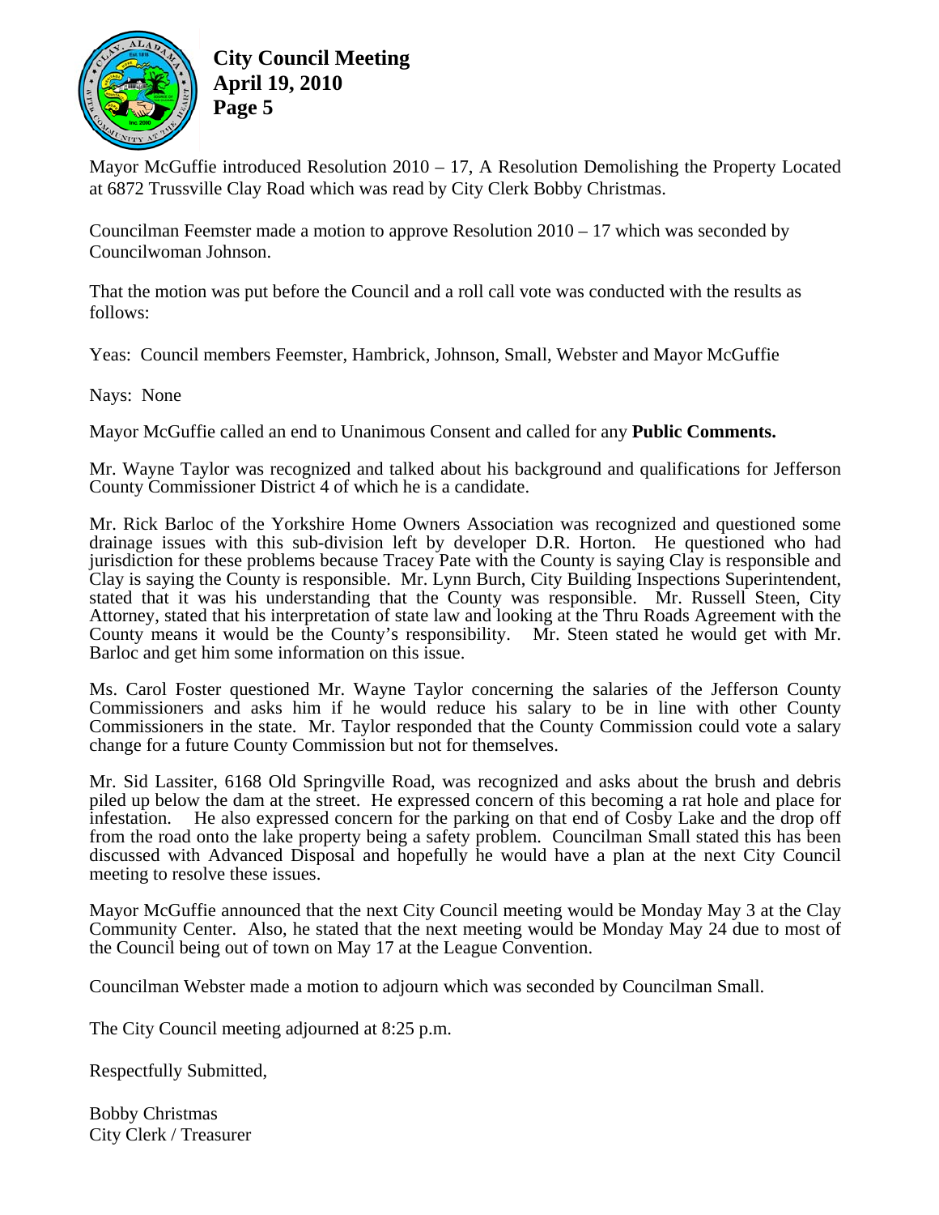Mayor McGuffie introduced Resolution 2010 – 17, A Resolution Demolishing the Property Located at 6872 Trussville Clay Road which was read by City Clerk Bobby Christmas.

Councilman Feemster made a motion to approve Resolution 2010 – 17 which was seconded by Councilwoman Johnson.

That the motion was put before the Council and a roll call vote was conducted with the results as follows:

Yeas: Council members Feemster, Hambrick, Johnson, Small, Webster and Mayor McGuffie

Nays: None

Mayor McGuffie called an end to Unanimous Consent and called for any **Public Comments.**

Mr. Wayne Taylor was recognized and talked about his background and qualifications for Jefferson County Commissioner District 4 of which he is a candidate.

Mr. Rick Barloc of the Yorkshire Home Owners Association was recognized and questioned some drainage issues with this sub-division left by developer D.R. Horton. He questioned who had jurisdiction for these problems because Tracey Pate with the County is saying Clay is responsible and Clay is saying the County is responsible. Mr. Lynn Burch, City Building Inspections Superintendent, stated that it was his understanding that the County was responsible. Mr. Russell Steen, City Attorney, stated that his interpretation of state law and looking at the Thru Roads Agreement with the County means it would be the County's responsibility. Mr. Steen stated he would get with Mr. Barloc and get him some information on this issue.

Ms. Carol Foster questioned Mr. Wayne Taylor concerning the salaries of the Jefferson County Commissioners and asks him if he would reduce his salary to be in line with other County Commissioners in the state. Mr. Taylor responded that the County Commission could vote a salary change for a future County Commission but not for themselves.

Mr. Sid Lassiter, 6168 Old Springville Road, was recognized and asks about the brush and debris piled up below the dam at the street. He expressed concern of this becoming a rat hole and place for infestation. He also expressed concern for the parking on that end of Cosby Lake and the drop off from the road onto the lake property being a safety problem. Councilman Small stated this has been discussed with Advanced Disposal and hopefully he would have a plan at the next City Council meeting to resolve these issues.

Mayor McGuffie announced that the next City Council meeting would be Monday May 3 at the Clay Community Center. Also, he stated that the next meeting would be Monday May 24 due to most of the Council being out of town on May 17 at the League Convention.

Councilman Webster made a motion to adjourn which was seconded by Councilman Small.

The City Council meeting adjourned at 8:25 p.m.

Respectfully Submitted,

Bobby Christmas
City Clerk / Treasurer